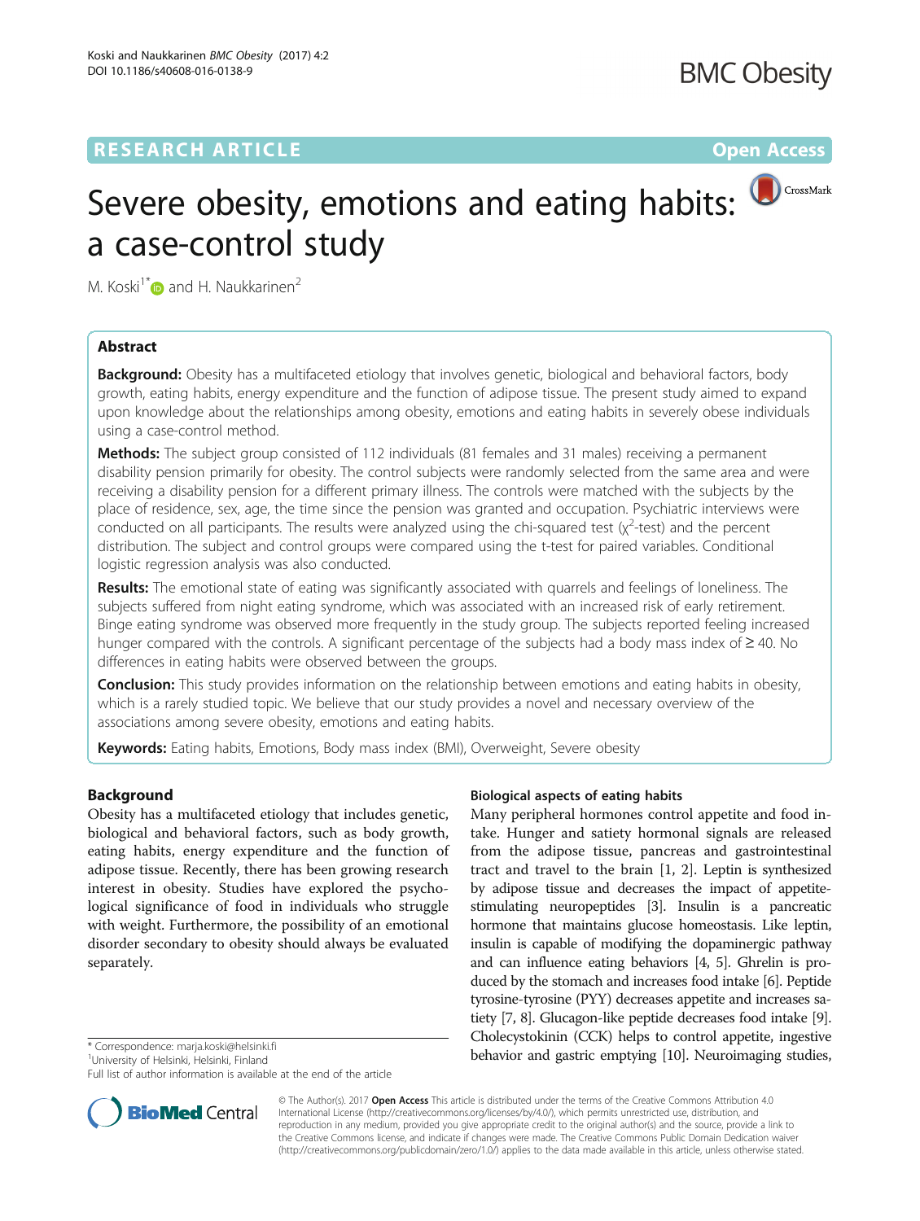RESEARCH ARTICLE

Open Access

# Severe obesity, emotions and eating habits: a case-control study

M. Koski[1*] and H. Naukkarinen[2]

## Abstract

**Background:** Obesity has a multifaceted etiology that involves genetic, biological and behavioral factors, body growth, eating habits, energy expenditure and the function of adipose tissue. The present study aimed to expand upon knowledge about the relationships among obesity, emotions and eating habits in severely obese individuals using a case-control method.

**Methods:** The subject group consisted of 112 individuals (81 females and 31 males) receiving a permanent disability pension primarily for obesity. The control subjects were randomly selected from the same area and were receiving a disability pension for a different primary illness. The controls were matched with the subjects by the place of residence, sex, age, the time since the pension was granted and occupation. Psychiatric interviews were conducted on all participants. The results were analyzed using the chi-squared test ($\chi^2$-test) and the percent distribution. The subject and control groups were compared using the t-test for paired variables. Conditional logistic regression analysis was also conducted.

**Results:** The emotional state of eating was significantly associated with quarrels and feelings of loneliness. The subjects suffered from night eating syndrome, which was associated with an increased risk of early retirement. Binge eating syndrome was observed more frequently in the study group. The subjects reported feeling increased hunger compared with the controls. A significant percentage of the subjects had a body mass index of ≥ 40. No differences in eating habits were observed between the groups.

**Conclusion:** This study provides information on the relationship between emotions and eating habits in obesity, which is a rarely studied topic. We believe that our study provides a novel and necessary overview of the associations among severe obesity, emotions and eating habits.

**Keywords:** Eating habits, Emotions, Body mass index (BMI), Overweight, Severe obesity

## Background

Obesity has a multifaceted etiology that includes genetic, biological and behavioral factors, such as body growth, eating habits, energy expenditure and the function of adipose tissue. Recently, there has been growing research interest in obesity. Studies have explored the psychological significance of food in individuals who struggle with weight. Furthermore, the possibility of an emotional disorder secondary to obesity should always be evaluated separately.

### Biological aspects of eating habits

Many peripheral hormones control appetite and food intake. Hunger and satiety hormonal signals are released from the adipose tissue, pancreas and gastrointestinal tract and travel to the brain [1, 2]. Leptin is synthesized by adipose tissue and decreases the impact of appetite-stimulating neuropeptides [3]. Insulin is a pancreatic hormone that maintains glucose homeostasis. Like leptin, insulin is capable of modifying the dopaminergic pathway and can influence eating behaviors [4, 5]. Ghrelin is produced by the stomach and increases food intake [6]. Peptide tyrosine-tyrosine (PYY) decreases appetite and increases satiety [7, 8]. Glucagon-like peptide decreases food intake [9]. Cholecystokinin (CCK) helps to control appetite, ingestive behavior and gastric emptying [10]. Neuroimaging studies,

* Correspondence: marja.koski@helsinki.fi

[1]University of Helsinki, Helsinki, Finland

Full list of author information is available at the end of the article

© The Author(s). 2017 **Open Access** This article is distributed under the terms of the Creative Commons Attribution 4.0 International License (http://creativecommons.org/licenses/by/4.0/), which permits unrestricted use, distribution, and reproduction in any medium, provided you give appropriate credit to the original author(s) and the source, provide a link to the Creative Commons license, and indicate if changes were made. The Creative Commons Public Domain Dedication waiver (http://creativecommons.org/publicdomain/zero/1.0/) applies to the data made available in this article, unless otherwise stated.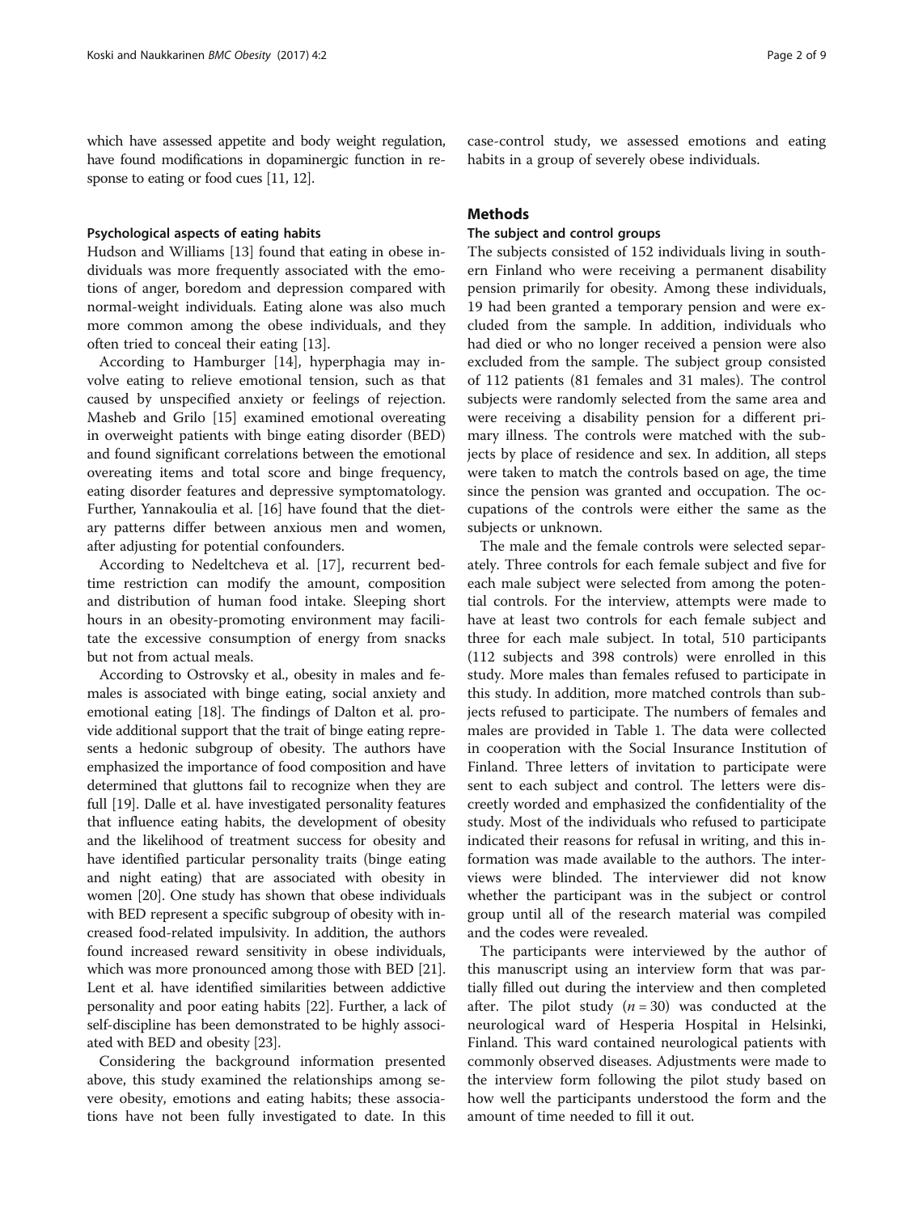which have assessed appetite and body weight regulation, have found modifications in dopaminergic function in response to eating or food cues [11, 12].

### Psychological aspects of eating habits

Hudson and Williams [13] found that eating in obese individuals was more frequently associated with the emotions of anger, boredom and depression compared with normal-weight individuals. Eating alone was also much more common among the obese individuals, and they often tried to conceal their eating [13].

According to Hamburger [14], hyperphagia may involve eating to relieve emotional tension, such as that caused by unspecified anxiety or feelings of rejection. Masheb and Grilo [15] examined emotional overeating in overweight patients with binge eating disorder (BED) and found significant correlations between the emotional overeating items and total score and binge frequency, eating disorder features and depressive symptomatology. Further, Yannakoulia et al. [16] have found that the dietary patterns differ between anxious men and women, after adjusting for potential confounders.

According to Nedeltcheva et al. [17], recurrent bedtime restriction can modify the amount, composition and distribution of human food intake. Sleeping short hours in an obesity-promoting environment may facilitate the excessive consumption of energy from snacks but not from actual meals.

According to Ostrovsky et al., obesity in males and females is associated with binge eating, social anxiety and emotional eating [18]. The findings of Dalton et al. provide additional support that the trait of binge eating represents a hedonic subgroup of obesity. The authors have emphasized the importance of food composition and have determined that gluttons fail to recognize when they are full [19]. Dalle et al. have investigated personality features that influence eating habits, the development of obesity and the likelihood of treatment success for obesity and have identified particular personality traits (binge eating and night eating) that are associated with obesity in women [20]. One study has shown that obese individuals with BED represent a specific subgroup of obesity with increased food-related impulsivity. In addition, the authors found increased reward sensitivity in obese individuals, which was more pronounced among those with BED [21]. Lent et al. have identified similarities between addictive personality and poor eating habits [22]. Further, a lack of self-discipline has been demonstrated to be highly associated with BED and obesity [23].

Considering the background information presented above, this study examined the relationships among severe obesity, emotions and eating habits; these associations have not been fully investigated to date. In this case-control study, we assessed emotions and eating habits in a group of severely obese individuals.

## Methods

### The subject and control groups

The subjects consisted of 152 individuals living in southern Finland who were receiving a permanent disability pension primarily for obesity. Among these individuals, 19 had been granted a temporary pension and were excluded from the sample. In addition, individuals who had died or who no longer received a pension were also excluded from the sample. The subject group consisted of 112 patients (81 females and 31 males). The control subjects were randomly selected from the same area and were receiving a disability pension for a different primary illness. The controls were matched with the subjects by place of residence and sex. In addition, all steps were taken to match the controls based on age, the time since the pension was granted and occupation. The occupations of the controls were either the same as the subjects or unknown.

The male and the female controls were selected separately. Three controls for each female subject and five for each male subject were selected from among the potential controls. For the interview, attempts were made to have at least two controls for each female subject and three for each male subject. In total, 510 participants (112 subjects and 398 controls) were enrolled in this study. More males than females refused to participate in this study. In addition, more matched controls than subjects refused to participate. The numbers of females and males are provided in Table 1. The data were collected in cooperation with the Social Insurance Institution of Finland. Three letters of invitation to participate were sent to each subject and control. The letters were discreetly worded and emphasized the confidentiality of the study. Most of the individuals who refused to participate indicated their reasons for refusal in writing, and this information was made available to the authors. The interviews were blinded. The interviewer did not know whether the participant was in the subject or control group until all of the research material was compiled and the codes were revealed.

The participants were interviewed by the author of this manuscript using an interview form that was partially filled out during the interview and then completed after. The pilot study ($n = 30$) was conducted at the neurological ward of Hesperia Hospital in Helsinki, Finland. This ward contained neurological patients with commonly observed diseases. Adjustments were made to the interview form following the pilot study based on how well the participants understood the form and the amount of time needed to fill it out.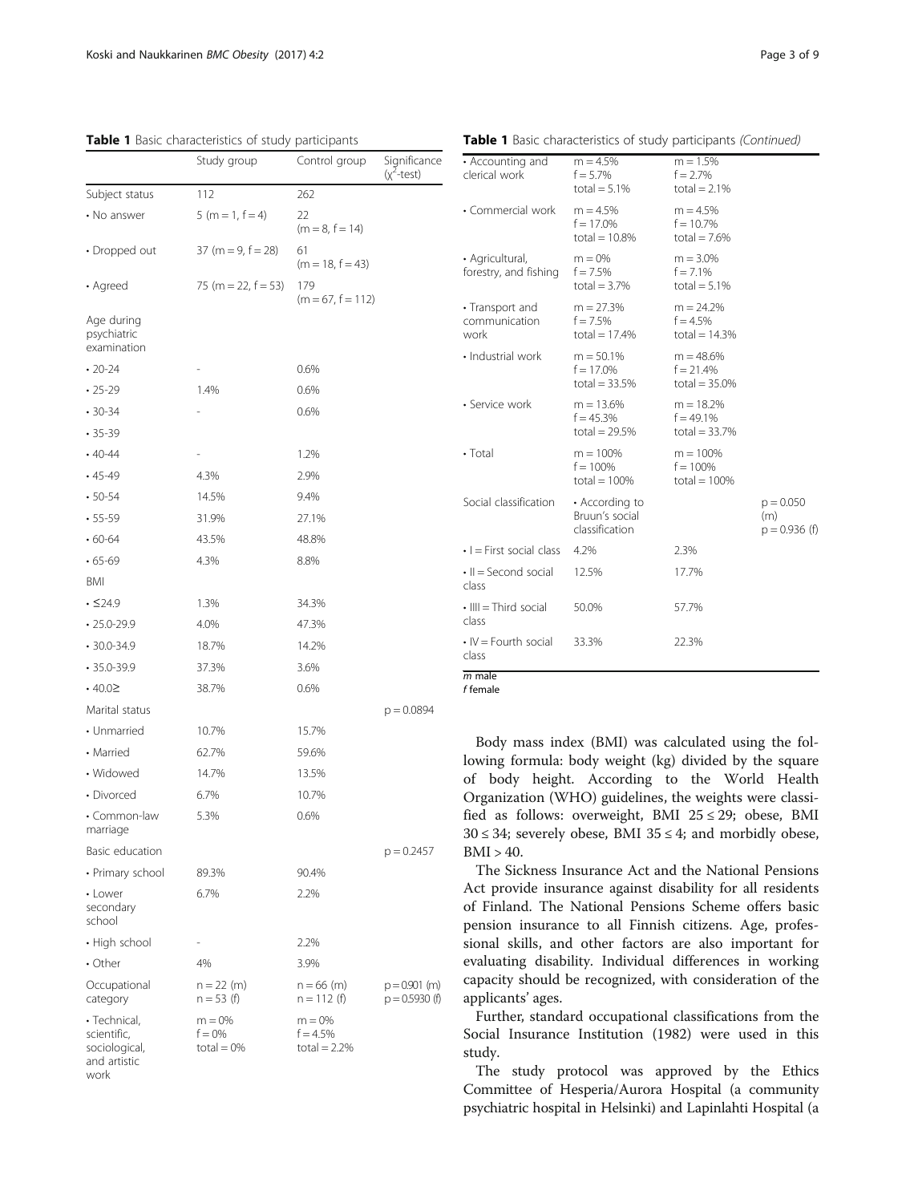**Table 1** Basic characteristics of study participants

| | Study group | Control group | Significance ($\chi^2$-test) |
|---|---|---|---|
| Subject status | 112 | 262 | |
| • No answer | 5 (m = 1, f = 4) | 22 (m = 8, f = 14) | |
| • Dropped out | 37 (m = 9, f = 28) | 61 (m = 18, f = 43) | |
| • Agreed | 75 (m = 22, f = 53) | 179 (m = 67, f = 112) | |
| Age during psychiatric examination | | | |
| • 20-24 | - | 0.6% | |
| • 25-29 | 1.4% | 0.6% | |
| • 30-34 | - | 0.6% | |
| • 35-39 | | | |
| • 40-44 | - | 1.2% | |
| • 45-49 | 4.3% | 2.9% | |
| • 50-54 | 14.5% | 9.4% | |
| • 55-59 | 31.9% | 27.1% | |
| • 60-64 | 43.5% | 48.8% | |
| • 65-69 | 4.3% | 8.8% | |
| BMI | | | |
| • ≤24.9 | 1.3% | 34.3% | |
| • 25.0-29.9 | 4.0% | 47.3% | |
| • 30.0-34.9 | 18.7% | 14.2% | |
| • 35.0-39.9 | 37.3% | 3.6% | |
| • 40.0≥ | 38.7% | 0.6% | |
| Marital status | | | p = 0.0894 |
| • Unmarried | 10.7% | 15.7% | |
| • Married | 62.7% | 59.6% | |
| • Widowed | 14.7% | 13.5% | |
| • Divorced | 6.7% | 10.7% | |
| • Common-law marriage | 5.3% | 0.6% | |
| Basic education | | | p = 0.2457 |
| • Primary school | 89.3% | 90.4% | |
| • Lower secondary school | 6.7% | 2.2% | |
| • High school | - | 2.2% | |
| • Other | 4% | 3.9% | |
| Occupational category | n = 22 (m)<br>n = 53 (f) | n = 66 (m)<br>n = 112 (f) | p = 0.901 (m)<br>p = 0.5930 (f) |
| • Technical, scientific, sociological, and artistic work | m = 0%<br>f = 0%<br>total = 0% | m = 0%<br>f = 4.5%<br>total = 2.2% | |
| • Accounting and clerical work | m = 4.5%<br>f = 5.7%<br>total = 5.1% | m = 1.5%<br>f = 2.7%<br>total = 2.1% | |
| • Commercial work | m = 4.5%<br>f = 17.0%<br>total = 10.8% | m = 4.5%<br>f = 10.7%<br>total = 7.6% | |
| • Agricultural, forestry, and fishing | m = 0%<br>f = 7.5%<br>total = 3.7% | m = 3.0%<br>f = 7.1%<br>total = 5.1% | |
| • Transport and communication work | m = 27.3%<br>f = 7.5%<br>total = 17.4% | m = 24.2%<br>f = 4.5%<br>total = 14.3% | |
| • Industrial work | m = 50.1%<br>f = 17.0%<br>total = 33.5% | m = 48.6%<br>f = 21.4%<br>total = 35.0% | |
| • Service work | m = 13.6%<br>f = 45.3%<br>total = 29.5% | m = 18.2%<br>f = 49.1%<br>total = 33.7% | |
| • Total | m = 100%<br>f = 100%<br>total = 100% | m = 100%<br>f = 100%<br>total = 100% | |
| Social classification | • According to Bruun's social classification | | p = 0.050 (m)<br>p = 0.936 (f) |
| • I = First social class | 4.2% | 2.3% | |
| • II = Second social class | 12.5% | 17.7% | |
| • IIII = Third social class | 50.0% | 57.7% | |
| • IV = Fourth social class | 33.3% | 22.3% | |

*m* male
*f* female

Body mass index (BMI) was calculated using the following formula: body weight (kg) divided by the square of body height. According to the World Health Organization (WHO) guidelines, the weights were classified as follows: overweight, BMI 25 ≤ 29; obese, BMI 30 ≤ 34; severely obese, BMI 35 ≤ 4; and morbidly obese, BMI > 40.

The Sickness Insurance Act and the National Pensions Act provide insurance against disability for all residents of Finland. The National Pensions Scheme offers basic pension insurance to all Finnish citizens. Age, professional skills, and other factors are also important for evaluating disability. Individual differences in working capacity should be recognized, with consideration of the applicants' ages.

Further, standard occupational classifications from the Social Insurance Institution (1982) were used in this study.

The study protocol was approved by the Ethics Committee of Hesperia/Aurora Hospital (a community psychiatric hospital in Helsinki) and Lapinlahti Hospital (a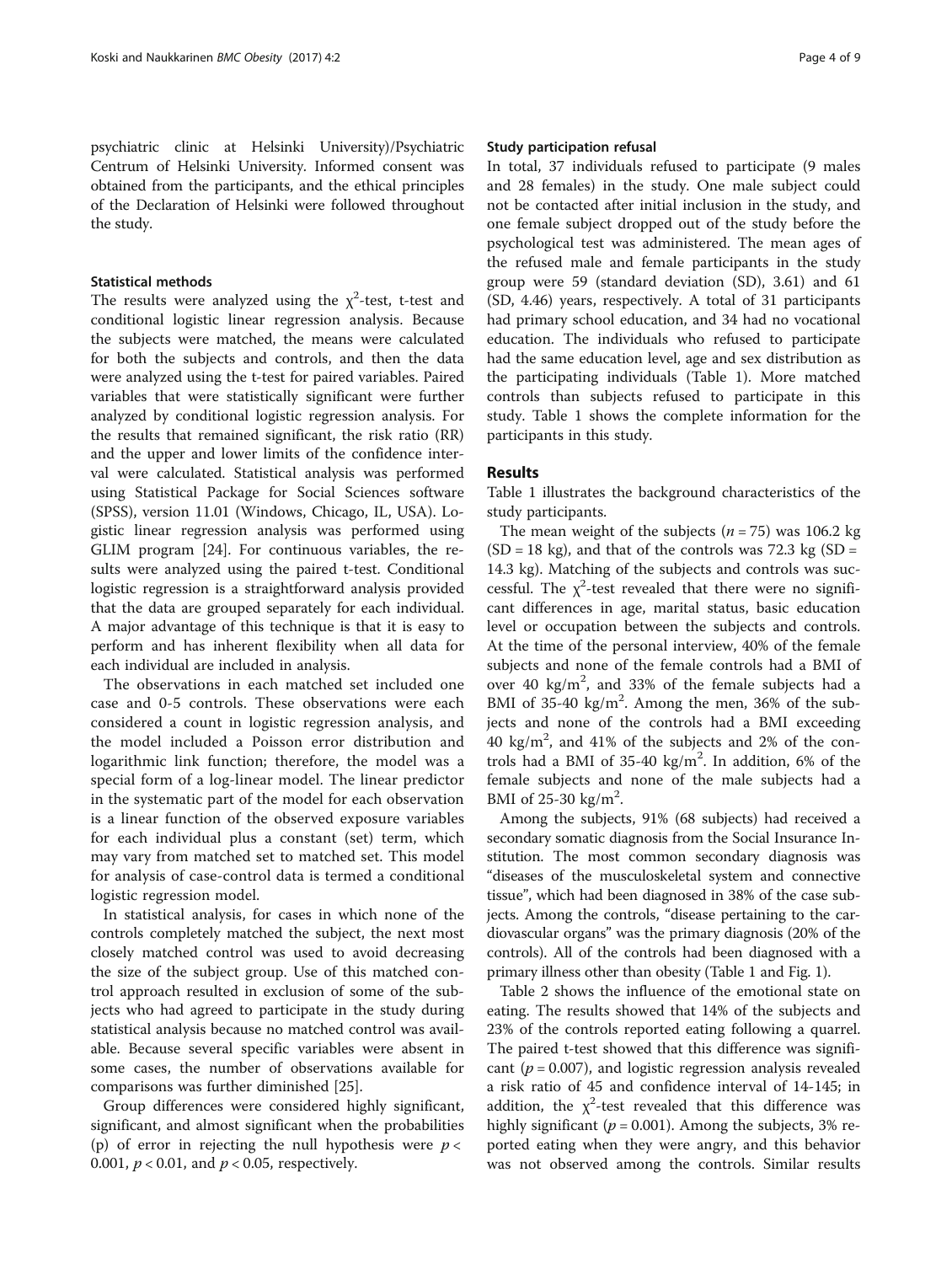psychiatric clinic at Helsinki University)/Psychiatric Centrum of Helsinki University. Informed consent was obtained from the participants, and the ethical principles of the Declaration of Helsinki were followed throughout the study.

### Statistical methods

The results were analyzed using the $\chi^2$-test, t-test and conditional logistic linear regression analysis. Because the subjects were matched, the means were calculated for both the subjects and controls, and then the data were analyzed using the t-test for paired variables. Paired variables that were statistically significant were further analyzed by conditional logistic regression analysis. For the results that remained significant, the risk ratio (RR) and the upper and lower limits of the confidence interval were calculated. Statistical analysis was performed using Statistical Package for Social Sciences software (SPSS), version 11.01 (Windows, Chicago, IL, USA). Logistic linear regression analysis was performed using GLIM program [24]. For continuous variables, the results were analyzed using the paired t-test. Conditional logistic regression is a straightforward analysis provided that the data are grouped separately for each individual. A major advantage of this technique is that it is easy to perform and has inherent flexibility when all data for each individual are included in analysis.

The observations in each matched set included one case and 0-5 controls. These observations were each considered a count in logistic regression analysis, and the model included a Poisson error distribution and logarithmic link function; therefore, the model was a special form of a log-linear model. The linear predictor in the systematic part of the model for each observation is a linear function of the observed exposure variables for each individual plus a constant (set) term, which may vary from matched set to matched set. This model for analysis of case-control data is termed a conditional logistic regression model.

In statistical analysis, for cases in which none of the controls completely matched the subject, the next most closely matched control was used to avoid decreasing the size of the subject group. Use of this matched control approach resulted in exclusion of some of the subjects who had agreed to participate in the study during statistical analysis because no matched control was available. Because several specific variables were absent in some cases, the number of observations available for comparisons was further diminished [25].

Group differences were considered highly significant, significant, and almost significant when the probabilities (p) of error in rejecting the null hypothesis were $p < 0.001$, $p < 0.01$, and $p < 0.05$, respectively.

### Study participation refusal

In total, 37 individuals refused to participate (9 males and 28 females) in the study. One male subject could not be contacted after initial inclusion in the study, and one female subject dropped out of the study before the psychological test was administered. The mean ages of the refused male and female participants in the study group were 59 (standard deviation (SD), 3.61) and 61 (SD, 4.46) years, respectively. A total of 31 participants had primary school education, and 34 had no vocational education. The individuals who refused to participate had the same education level, age and sex distribution as the participating individuals (Table 1). More matched controls than subjects refused to participate in this study. Table 1 shows the complete information for the participants in this study.

## Results

Table 1 illustrates the background characteristics of the study participants.

The mean weight of the subjects ($n = 75$) was 106.2 kg (SD = 18 kg), and that of the controls was 72.3 kg (SD = 14.3 kg). Matching of the subjects and controls was successful. The $\chi^2$-test revealed that there were no significant differences in age, marital status, basic education level or occupation between the subjects and controls. At the time of the personal interview, 40% of the female subjects and none of the female controls had a BMI of over 40 kg/m$^2$, and 33% of the female subjects had a BMI of 35-40 kg/m$^2$. Among the men, 36% of the subjects and none of the controls had a BMI exceeding 40 kg/m$^2$, and 41% of the subjects and 2% of the controls had a BMI of 35-40 kg/m$^2$. In addition, 6% of the female subjects and none of the male subjects had a BMI of 25-30 kg/m$^2$.

Among the subjects, 91% (68 subjects) had received a secondary somatic diagnosis from the Social Insurance Institution. The most common secondary diagnosis was "diseases of the musculoskeletal system and connective tissue", which had been diagnosed in 38% of the case subjects. Among the controls, "disease pertaining to the cardiovascular organs" was the primary diagnosis (20% of the controls). All of the controls had been diagnosed with a primary illness other than obesity (Table 1 and Fig. 1).

Table 2 shows the influence of the emotional state on eating. The results showed that 14% of the subjects and 23% of the controls reported eating following a quarrel. The paired t-test showed that this difference was significant ($p = 0.007$), and logistic regression analysis revealed a risk ratio of 45 and confidence interval of 14-145; in addition, the $\chi^2$-test revealed that this difference was highly significant ($p = 0.001$). Among the subjects, 3% reported eating when they were angry, and this behavior was not observed among the controls. Similar results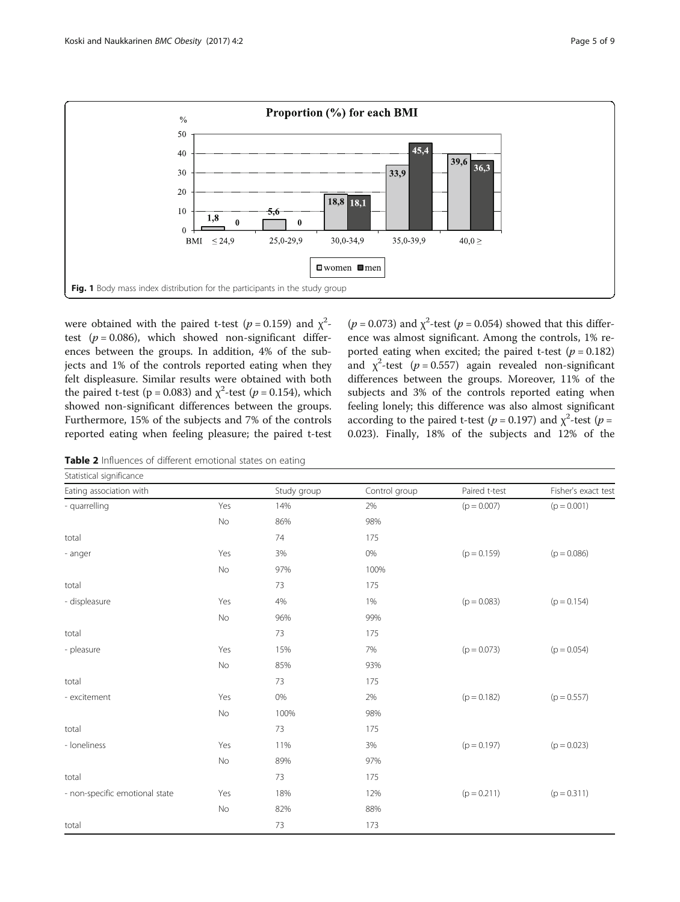Fig. 1 Body mass index distribution for the participants in the study group

were obtained with the paired t-test ($p = 0.159$) and $\chi^2$-test ($p = 0.086$), which showed non-significant differences between the groups. In addition, 4% of the subjects and 1% of the controls reported eating when they felt displeasure. Similar results were obtained with both the paired t-test ($p = 0.083$) and $\chi^2$-test ($p = 0.154$), which showed non-significant differences between the groups. Furthermore, 15% of the subjects and 7% of the controls reported eating when feeling pleasure; the paired t-test ($p = 0.073$) and $\chi^2$-test ($p = 0.054$) showed that this difference was almost significant. Among the controls, 1% reported eating when excited; the paired t-test ($p = 0.182$) and $\chi^2$-test ($p = 0.557$) again revealed non-significant differences between the groups. Moreover, 11% of the subjects and 3% of the controls reported eating when feeling lonely; this difference was also almost significant according to the paired t-test ($p = 0.197$) and $\chi^2$-test ($p = 0.023$). Finally, 18% of the subjects and 12% of the

**Table 2** Influences of different emotional states on eating

| Statistical significance | | | | | |
|---|---|---|---|---|---|
| Eating association with | | Study group | Control group | Paired t-test | Fisher's exact test |
| - quarrelling | Yes | 14% | 2% | (p = 0.007) | (p = 0.001) |
| | No | 86% | 98% | | |
| total | | 74 | 175 | | |
| - anger | Yes | 3% | 0% | (p = 0.159) | (p = 0.086) |
| | No | 97% | 100% | | |
| total | | 73 | 175 | | |
| - displeasure | Yes | 4% | 1% | (p = 0.083) | (p = 0.154) |
| | No | 96% | 99% | | |
| total | | 73 | 175 | | |
| - pleasure | Yes | 15% | 7% | (p = 0.073) | (p = 0.054) |
| | No | 85% | 93% | | |
| total | | 73 | 175 | | |
| - excitement | Yes | 0% | 2% | (p = 0.182) | (p = 0.557) |
| | No | 100% | 98% | | |
| total | | 73 | 175 | | |
| - loneliness | Yes | 11% | 3% | (p = 0.197) | (p = 0.023) |
| | No | 89% | 97% | | |
| total | | 73 | 175 | | |
| - non-specific emotional state | Yes | 18% | 12% | (p = 0.211) | (p = 0.311) |
| | No | 82% | 88% | | |
| total | | 73 | 173 | | |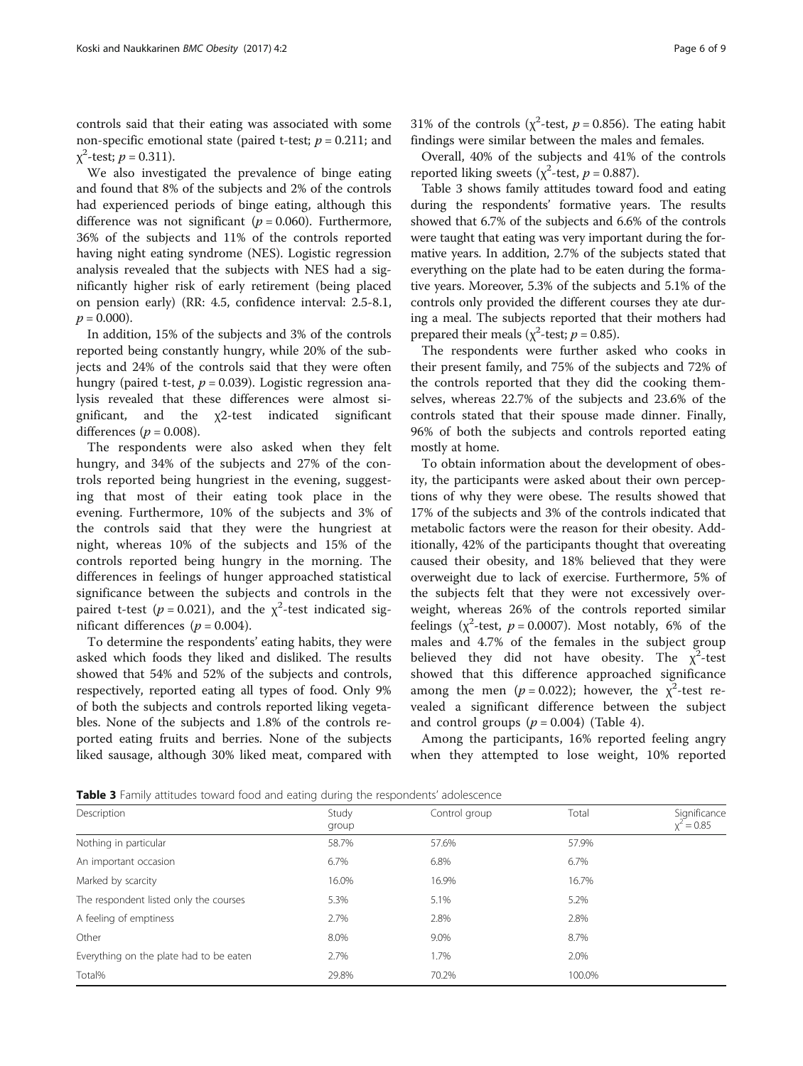controls said that their eating was associated with some non-specific emotional state (paired t-test; $p = 0.211$; and $\chi^2$-test; $p = 0.311$).

We also investigated the prevalence of binge eating and found that 8% of the subjects and 2% of the controls had experienced periods of binge eating, although this difference was not significant ($p = 0.060$). Furthermore, 36% of the subjects and 11% of the controls reported having night eating syndrome (NES). Logistic regression analysis revealed that the subjects with NES had a significantly higher risk of early retirement (being placed on pension early) (RR: 4.5, confidence interval: 2.5-8.1, $p = 0.000$).

In addition, 15% of the subjects and 3% of the controls reported being constantly hungry, while 20% of the subjects and 24% of the controls said that they were often hungry (paired t-test, $p = 0.039$). Logistic regression analysis revealed that these differences were almost significant, and the $\chi 2$-test indicated significant differences ($p = 0.008$).

The respondents were also asked when they felt hungry, and 34% of the subjects and 27% of the controls reported being hungriest in the evening, suggesting that most of their eating took place in the evening. Furthermore, 10% of the subjects and 3% of the controls said that they were the hungriest at night, whereas 10% of the subjects and 15% of the controls reported being hungry in the morning. The differences in feelings of hunger approached statistical significance between the subjects and controls in the paired t-test ($p = 0.021$), and the $\chi^2$-test indicated significant differences ($p = 0.004$).

To determine the respondents' eating habits, they were asked which foods they liked and disliked. The results showed that 54% and 52% of the subjects and controls, respectively, reported eating all types of food. Only 9% of both the subjects and controls reported liking vegetables. None of the subjects and 1.8% of the controls reported eating fruits and berries. None of the subjects liked sausage, although 30% liked meat, compared with 31% of the controls ($\chi^2$-test, $p = 0.856$). The eating habit findings were similar between the males and females.

Overall, 40% of the subjects and 41% of the controls reported liking sweets ($\chi^2$-test, $p = 0.887$).

Table 3 shows family attitudes toward food and eating during the respondents' formative years. The results showed that 6.7% of the subjects and 6.6% of the controls were taught that eating was very important during the formative years. In addition, 2.7% of the subjects stated that everything on the plate had to be eaten during the formative years. Moreover, 5.3% of the subjects and 5.1% of the controls only provided the different courses they ate during a meal. The subjects reported that their mothers had prepared their meals ($\chi^2$-test; $p = 0.85$).

The respondents were further asked who cooks in their present family, and 75% of the subjects and 72% of the controls reported that they did the cooking themselves, whereas 22.7% of the subjects and 23.6% of the controls stated that their spouse made dinner. Finally, 96% of both the subjects and controls reported eating mostly at home.

To obtain information about the development of obesity, the participants were asked about their own perceptions of why they were obese. The results showed that 17% of the subjects and 3% of the controls indicated that metabolic factors were the reason for their obesity. Additionally, 42% of the participants thought that overeating caused their obesity, and 18% believed that they were overweight due to lack of exercise. Furthermore, 5% of the subjects felt that they were not excessively overweight, whereas 26% of the controls reported similar feelings ($\chi^2$-test, $p = 0.0007$). Most notably, 6% of the males and 4.7% of the females in the subject group believed they did not have obesity. The $\chi^2$-test showed that this difference approached significance among the men ($p = 0.022$); however, the $\chi^2$-test revealed a significant difference between the subject and control groups ($p = 0.004$) (Table 4).

Among the participants, 16% reported feeling angry when they attempted to lose weight, 10% reported

**Table 3** Family attitudes toward food and eating during the respondents' adolescence

| Description | Study group | Control group | Total | Significance $\chi^2 = 0.85$ |
|---|---|---|---|---|
| Nothing in particular | 58.7% | 57.6% | 57.9% | |
| An important occasion | 6.7% | 6.8% | 6.7% | |
| Marked by scarcity | 16.0% | 16.9% | 16.7% | |
| The respondent listed only the courses | 5.3% | 5.1% | 5.2% | |
| A feeling of emptiness | 2.7% | 2.8% | 2.8% | |
| Other | 8.0% | 9.0% | 8.7% | |
| Everything on the plate had to be eaten | 2.7% | 1.7% | 2.0% | |
| Total% | 29.8% | 70.2% | 100.0% | |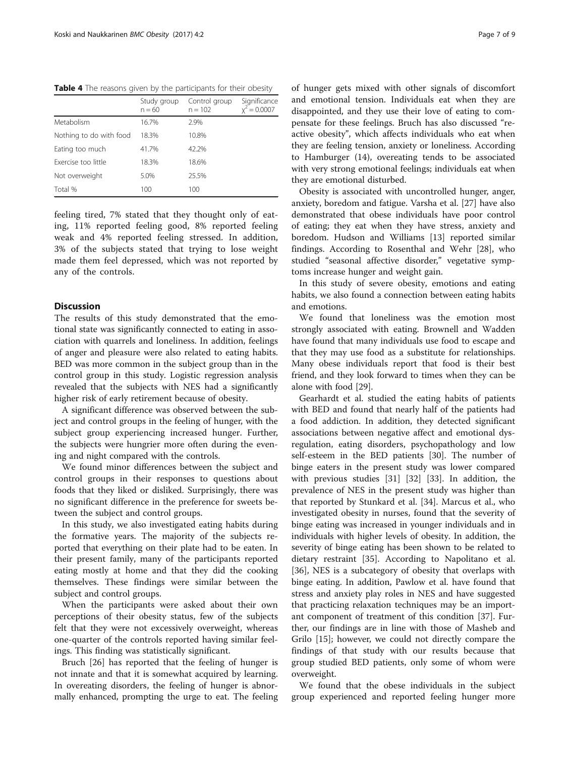**Table 4** The reasons given by the participants for their obesity

| | Study group n = 60 | Control group n = 102 | Significance $\chi^2 = 0.0007$ |
|---|---|---|---|
| Metabolism | 16.7% | 2.9% | |
| Nothing to do with food | 18.3% | 10.8% | |
| Eating too much | 41.7% | 42.2% | |
| Exercise too little | 18.3% | 18.6% | |
| Not overweight | 5.0% | 25.5% | |
| Total % | 100 | 100 | |

feeling tired, 7% stated that they thought only of eating, 11% reported feeling good, 8% reported feeling weak and 4% reported feeling stressed. In addition, 3% of the subjects stated that trying to lose weight made them feel depressed, which was not reported by any of the controls.

## Discussion

The results of this study demonstrated that the emotional state was significantly connected to eating in association with quarrels and loneliness. In addition, feelings of anger and pleasure were also related to eating habits. BED was more common in the subject group than in the control group in this study. Logistic regression analysis revealed that the subjects with NES had a significantly higher risk of early retirement because of obesity.

A significant difference was observed between the subject and control groups in the feeling of hunger, with the subject group experiencing increased hunger. Further, the subjects were hungrier more often during the evening and night compared with the controls.

We found minor differences between the subject and control groups in their responses to questions about foods that they liked or disliked. Surprisingly, there was no significant difference in the preference for sweets between the subject and control groups.

In this study, we also investigated eating habits during the formative years. The majority of the subjects reported that everything on their plate had to be eaten. In their present family, many of the participants reported eating mostly at home and that they did the cooking themselves. These findings were similar between the subject and control groups.

When the participants were asked about their own perceptions of their obesity status, few of the subjects felt that they were not excessively overweight, whereas one-quarter of the controls reported having similar feelings. This finding was statistically significant.

Bruch [26] has reported that the feeling of hunger is not innate and that it is somewhat acquired by learning. In overeating disorders, the feeling of hunger is abnormally enhanced, prompting the urge to eat. The feeling of hunger gets mixed with other signals of discomfort and emotional tension. Individuals eat when they are disappointed, and they use their love of eating to compensate for these feelings. Bruch has also discussed "reactive obesity", which affects individuals who eat when they are feeling tension, anxiety or loneliness. According to Hamburger (14), overeating tends to be associated with very strong emotional feelings; individuals eat when they are emotional disturbed.

Obesity is associated with uncontrolled hunger, anger, anxiety, boredom and fatigue. Varsha et al. [27] have also demonstrated that obese individuals have poor control of eating; they eat when they have stress, anxiety and boredom. Hudson and Williams [13] reported similar findings. According to Rosenthal and Wehr [28], who studied "seasonal affective disorder," vegetative symptoms increase hunger and weight gain.

In this study of severe obesity, emotions and eating habits, we also found a connection between eating habits and emotions.

We found that loneliness was the emotion most strongly associated with eating. Brownell and Wadden have found that many individuals use food to escape and that they may use food as a substitute for relationships. Many obese individuals report that food is their best friend, and they look forward to times when they can be alone with food [29].

Gearhardt et al. studied the eating habits of patients with BED and found that nearly half of the patients had a food addiction. In addition, they detected significant associations between negative affect and emotional dysregulation, eating disorders, psychopathology and low self-esteem in the BED patients [30]. The number of binge eaters in the present study was lower compared with previous studies [31] [32] [33]. In addition, the prevalence of NES in the present study was higher than that reported by Stunkard et al. [34]. Marcus et al., who investigated obesity in nurses, found that the severity of binge eating was increased in younger individuals and in individuals with higher levels of obesity. In addition, the severity of binge eating has been shown to be related to dietary restraint [35]. According to Napolitano et al. [36], NES is a subcategory of obesity that overlaps with binge eating. In addition, Pawlow et al. have found that stress and anxiety play roles in NES and have suggested that practicing relaxation techniques may be an important component of treatment of this condition [37]. Further, our findings are in line with those of Masheb and Grilo [15]; however, we could not directly compare the findings of that study with our results because that group studied BED patients, only some of whom were overweight.

We found that the obese individuals in the subject group experienced and reported feeling hunger more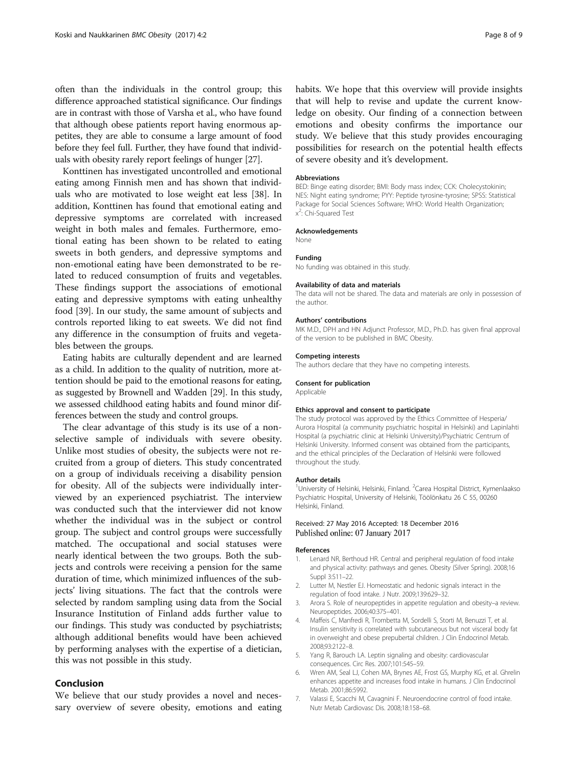often than the individuals in the control group; this difference approached statistical significance. Our findings are in contrast with those of Varsha et al., who have found that although obese patients report having enormous appetites, they are able to consume a large amount of food before they feel full. Further, they have found that individuals with obesity rarely report feelings of hunger [27].

Konttinen has investigated uncontrolled and emotional eating among Finnish men and has shown that individuals who are motivated to lose weight eat less [38]. In addition, Konttinen has found that emotional eating and depressive symptoms are correlated with increased weight in both males and females. Furthermore, emotional eating has been shown to be related to eating sweets in both genders, and depressive symptoms and non-emotional eating have been demonstrated to be related to reduced consumption of fruits and vegetables. These findings support the associations of emotional eating and depressive symptoms with eating unhealthy food [39]. In our study, the same amount of subjects and controls reported liking to eat sweets. We did not find any difference in the consumption of fruits and vegetables between the groups.

Eating habits are culturally dependent and are learned as a child. In addition to the quality of nutrition, more attention should be paid to the emotional reasons for eating, as suggested by Brownell and Wadden [29]. In this study, we assessed childhood eating habits and found minor differences between the study and control groups.

The clear advantage of this study is its use of a non-selective sample of individuals with severe obesity. Unlike most studies of obesity, the subjects were not recruited from a group of dieters. This study concentrated on a group of individuals receiving a disability pension for obesity. All of the subjects were individually interviewed by an experienced psychiatrist. The interview was conducted such that the interviewer did not know whether the individual was in the subject or control group. The subject and control groups were successfully matched. The occupational and social statuses were nearly identical between the two groups. Both the subjects and controls were receiving a pension for the same duration of time, which minimized influences of the subjects' living situations. The fact that the controls were selected by random sampling using data from the Social Insurance Institution of Finland adds further value to our findings. This study was conducted by psychiatrists; although additional benefits would have been achieved by performing analyses with the expertise of a dietician, this was not possible in this study.

## Conclusion

We believe that our study provides a novel and necessary overview of severe obesity, emotions and eating habits. We hope that this overview will provide insights that will help to revise and update the current knowledge on obesity. Our finding of a connection between emotions and obesity confirms the importance our study. We believe that this study provides encouraging possibilities for research on the potential health effects of severe obesity and it's development.

#### Abbreviations

BED: Binge eating disorder; BMI: Body mass index; CCK: Cholecystokinin; NES: Night eating syndrome; PYY: Peptide tyrosine-tyrosine; SPSS: Statistical Package for Social Sciences Software; WHO: World Health Organization; $x^2$: Chi-Squared Test

#### Acknowledgements

None

#### Funding

No funding was obtained in this study.

#### Availability of data and materials

The data will not be shared. The data and materials are only in possession of the author.

#### Authors' contributions

MK M.D., DPH and HN Adjunct Professor, M.D., Ph.D. has given final approval of the version to be published in BMC Obesity.

#### Competing interests

The authors declare that they have no competing interests.

#### Consent for publication

Applicable

#### Ethics approval and consent to participate

The study protocol was approved by the Ethics Committee of Hesperia/Aurora Hospital (a community psychiatric hospital in Helsinki) and Lapinlahti Hospital (a psychiatric clinic at Helsinki University)/Psychiatric Centrum of Helsinki University. Informed consent was obtained from the participants, and the ethical principles of the Declaration of Helsinki were followed throughout the study.

#### Author details

[1]University of Helsinki, Helsinki, Finland. [2]Carea Hospital District, Kymenlaakso Psychiatric Hospital, University of Helsinki, Töölönkatu 26 C 55, 00260 Helsinki, Finland.

Received: 27 May 2016 Accepted: 18 December 2016
Published online: 07 January 2017

#### References

1. Lenard NR, Berthoud HR. Central and peripheral regulation of food intake and physical activity: pathways and genes. Obesity (Silver Spring). 2008;16 Suppl 3:S11–22.
2. Lutter M, Nestler EJ. Homeostatic and hedonic signals interact in the regulation of food intake. J Nutr. 2009;139:629–32.
3. Arora S. Role of neuropeptides in appetite regulation and obesity–a review. Neuropeptides. 2006;40:375–401.
4. Maffeis C, Manfredi R, Trombetta M, Sordelli S, Storti M, Benuzzi T, et al. Insulin sensitivity is correlated with subcutaneous but not visceral body fat in overweight and obese prepubertal children. J Clin Endocrinol Metab. 2008;93:2122–8.
5. Yang R, Barouch LA. Leptin signaling and obesity: cardiovascular consequences. Circ Res. 2007;101:545–59.
6. Wren AM, Seal LJ, Cohen MA, Brynes AE, Frost GS, Murphy KG, et al. Ghrelin enhances appetite and increases food intake in humans. J Clin Endocrinol Metab. 2001;86:5992.
7. Valassi E, Scacchi M, Cavagnini F. Neuroendocrine control of food intake. Nutr Metab Cardiovasc Dis. 2008;18:158–68.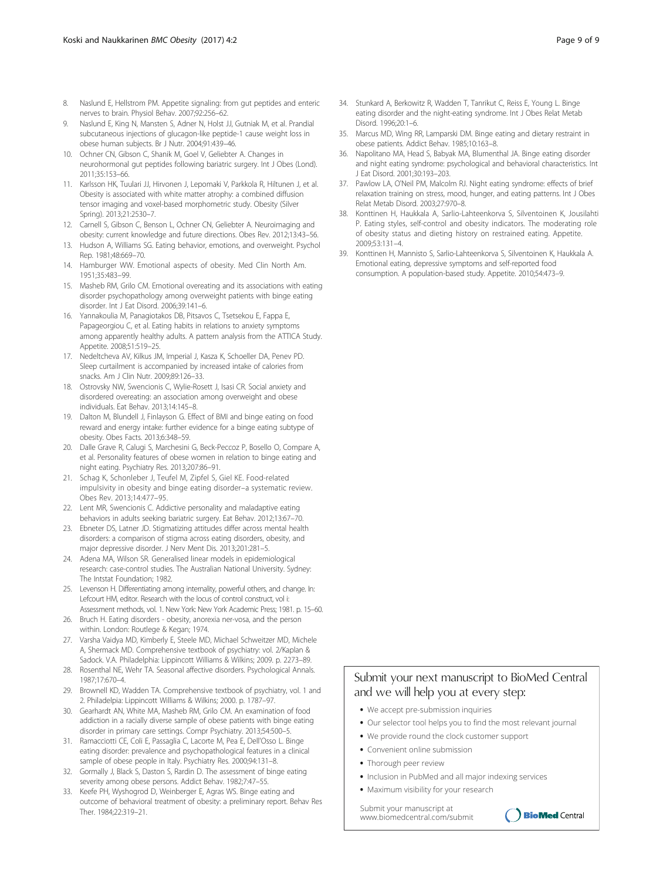8. Naslund E, Hellstrom PM. Appetite signaling: from gut peptides and enteric nerves to brain. Physiol Behav. 2007;92:256–62.
9. Naslund E, King N, Mansten S, Adner N, Holst JJ, Gutniak M, et al. Prandial subcutaneous injections of glucagon-like peptide-1 cause weight loss in obese human subjects. Br J Nutr. 2004;91:439–46.
10. Ochner CN, Gibson C, Shanik M, Goel V, Geliebter A. Changes in neurohormonal gut peptides following bariatric surgery. Int J Obes (Lond). 2011;35:153–66.
11. Karlsson HK, Tuulari JJ, Hirvonen J, Lepomaki V, Parkkola R, Hiltunen J, et al. Obesity is associated with white matter atrophy: a combined diffusion tensor imaging and voxel-based morphometric study. Obesity (Silver Spring). 2013;21:2530–7.
12. Carnell S, Gibson C, Benson L, Ochner CN, Geliebter A. Neuroimaging and obesity: current knowledge and future directions. Obes Rev. 2012;13:43–56.
13. Hudson A, Williams SG. Eating behavior, emotions, and overweight. Psychol Rep. 1981;48:669–70.
14. Hamburger WW. Emotional aspects of obesity. Med Clin North Am. 1951;35:483–99.
15. Masheb RM, Grilo CM. Emotional overeating and its associations with eating disorder psychopathology among overweight patients with binge eating disorder. Int J Eat Disord. 2006;39:141–6.
16. Yannakoulia M, Panagiotakos DB, Pitsavos C, Tsetsekou E, Fappa E, Papageorgiou C, et al. Eating habits in relations to anxiety symptoms among apparently healthy adults. A pattern analysis from the ATTICA Study. Appetite. 2008;51:519–25.
17. Nedeltcheva AV, Kilkus JM, Imperial J, Kasza K, Schoeller DA, Penev PD. Sleep curtailment is accompanied by increased intake of calories from snacks. Am J Clin Nutr. 2009;89:126–33.
18. Ostrovsky NW, Swencionis C, Wylie-Rosett J, Isasi CR. Social anxiety and disordered overeating: an association among overweight and obese individuals. Eat Behav. 2013;14:145–8.
19. Dalton M, Blundell J, Finlayson G. Effect of BMI and binge eating on food reward and energy intake: further evidence for a binge eating subtype of obesity. Obes Facts. 2013;6:348–59.
20. Dalle Grave R, Calugi S, Marchesini G, Beck-Peccoz P, Bosello O, Compare A, et al. Personality features of obese women in relation to binge eating and night eating. Psychiatry Res. 2013;207:86–91.
21. Schag K, Schonleber J, Teufel M, Zipfel S, Giel KE. Food-related impulsivity in obesity and binge eating disorder–a systematic review. Obes Rev. 2013;14:477–95.
22. Lent MR, Swencionis C. Addictive personality and maladaptive eating behaviors in adults seeking bariatric surgery. Eat Behav. 2012;13:67–70.
23. Ebneter DS, Latner JD. Stigmatizing attitudes differ across mental health disorders: a comparison of stigma across eating disorders, obesity, and major depressive disorder. J Nerv Ment Dis. 2013;201:281–5.
24. Adena MA, Wilson SR. Generalised linear models in epidemiological research: case-control studies. The Australian National University. Sydney: The Intstat Foundation; 1982.
25. Levenson H. Differentiating among internality, powerful others, and change. In: Lefcourt HM, editor. Research with the locus of control construct, vol i: Assessment methods, vol. 1. New York: New York Academic Press; 1981. p. 15–60.
26. Bruch H. Eating disorders - obesity, anorexia ner-vosa, and the person within. London: Routlege & Kegan; 1974.
27. Varsha Vaidya MD, Kimberly E, Steele MD, Michael Schweitzer MD, Michele A, Shermack MD. Comprehensive textbook of psychiatry: vol. 2/Kaplan & Sadock. V.A. Philadelphia: Lippincott Williams & Wilkins; 2009. p. 2273–89.
28. Rosenthal NE, Wehr TA. Seasonal affective disorders. Psychological Annals. 1987;17:670–4.
29. Brownell KD, Wadden TA. Comprehensive textbook of psychiatry, vol. 1 and 2. Philadelpia: Lippincott Williams & Wilkins; 2000. p. 1787–97.
30. Gearhardt AN, White MA, Masheb RM, Grilo CM. An examination of food addiction in a racially diverse sample of obese patients with binge eating disorder in primary care settings. Compr Psychiatry. 2013;54:500–5.
31. Ramacciotti CE, Coli E, Passaglia C, Lacorte M, Pea E, Dell'Osso L. Binge eating disorder: prevalence and psychopathological features in a clinical sample of obese people in Italy. Psychiatry Res. 2000;94:131–8.
32. Gormally J, Black S, Daston S, Rardin D. The assessment of binge eating severity among obese persons. Addict Behav. 1982;7:47–55.
33. Keefe PH, Wyshogrod D, Weinberger E, Agras WS. Binge eating and outcome of behavioral treatment of obesity: a preliminary report. Behav Res Ther. 1984;22:319–21.
34. Stunkard A, Berkowitz R, Wadden T, Tanrikut C, Reiss E, Young L. Binge eating disorder and the night-eating syndrome. Int J Obes Relat Metab Disord. 1996;20:1–6.
35. Marcus MD, Wing RR, Lamparski DM. Binge eating and dietary restraint in obese patients. Addict Behav. 1985;10:163–8.
36. Napolitano MA, Head S, Babyak MA, Blumenthal JA. Binge eating disorder and night eating syndrome: psychological and behavioral characteristics. Int J Eat Disord. 2001;30:193–203.
37. Pawlow LA, O'Neil PM, Malcolm RJ. Night eating syndrome: effects of brief relaxation training on stress, mood, hunger, and eating patterns. Int J Obes Relat Metab Disord. 2003;27:970–8.
38. Konttinen H, Haukkala A, Sarlio-Lahteenkorva S, Silventoinen K, Jousilahti P. Eating styles, self-control and obesity indicators. The moderating role of obesity status and dieting history on restrained eating. Appetite. 2009;53:131–4.
39. Konttinen H, Mannisto S, Sarlio-Lahteenkorva S, Silventoinen K, Haukkala A. Emotional eating, depressive symptoms and self-reported food consumption. A population-based study. Appetite. 2010;54:473–9.

Submit your next manuscript to BioMed Central and we will help you at every step:

- We accept pre-submission inquiries
- Our selector tool helps you to find the most relevant journal
- We provide round the clock customer support
- Convenient online submission
- Thorough peer review
- Inclusion in PubMed and all major indexing services
- Maximum visibility for your research

Submit your manuscript at www.biomedcentral.com/submit

BioMed Central